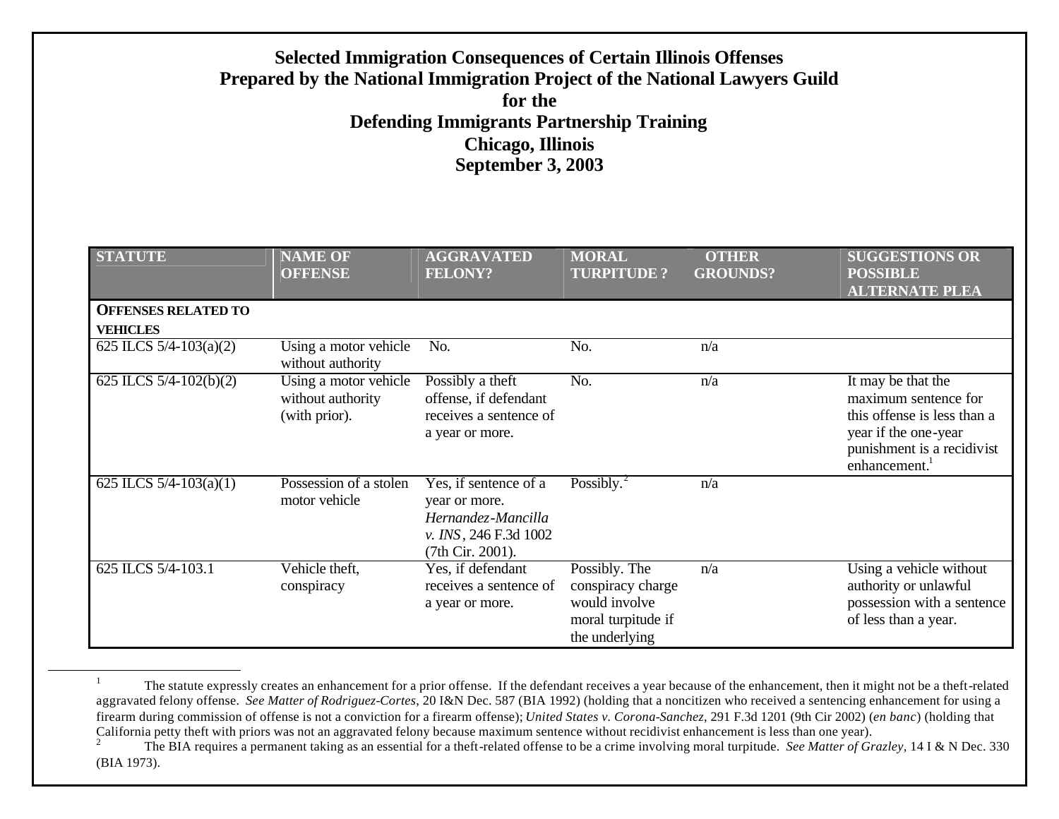# Selected Immigration Consequences of Certain Illinois Offenses
## Prepared by the National Immigration Project of the National Lawyers Guild
## for the
## Defending Immigrants Partnership Training
## Chicago, Illinois
## September 3, 2003

| STATUTE | NAME OF OFFENSE | AGGRAVATED FELONY? | MORAL TURPITUDE ? | OTHER GROUNDS? | SUGGESTIONS OR POSSIBLE ALTERNATE PLEA |
|---|---|---|---|---|---|
| **OFFENSES RELATED TO VEHICLES** | | | | | |
| 625 ILCS 5/4-103(a)(2) | Using a motor vehicle without authority | No. | No. | n/a | |
| 625 ILCS 5/4-102(b)(2) | Using a motor vehicle without authority (with prior). | Possibly a theft offense, if defendant receives a sentence of a year or more. | No. | n/a | It may be that the maximum sentence for this offense is less than a year if the one-year punishment is a recidivist enhancement.[1] |
| 625 ILCS 5/4-103(a)(1) | Possession of a stolen motor vehicle | Yes, if sentence of a year or more. *Hernandez-Mancilla v. INS*, 246 F.3d 1002 (7th Cir. 2001). | Possibly.[2] | n/a | |
| 625 ILCS 5/4-103.1 | Vehicle theft, conspiracy | Yes, if defendant receives a sentence of a year or more. | Possibly. The conspiracy charge would involve moral turpitude if the underlying | n/a | Using a vehicle without authority or unlawful possession with a sentence of less than a year. |

[1] The statute expressly creates an enhancement for a prior offense. If the defendant receives a year because of the enhancement, then it might not be a theft-related aggravated felony offense. *See Matter of Rodriguez-Cortes*, 20 I&N Dec. 587 (BIA 1992) (holding that a noncitizen who received a sentencing enhancement for using a firearm during commission of offense is not a conviction for a firearm offense); *United States v. Corona-Sanchez*, 291 F.3d 1201 (9th Cir 2002) (*en banc*) (holding that California petty theft with priors was not an aggravated felony because maximum sentence without recidivist enhancement is less than one year).

[2] The BIA requires a permanent taking as an essential for a theft-related offense to be a crime involving moral turpitude. *See Matter of Grazley*, 14 I & N Dec. 330 (BIA 1973).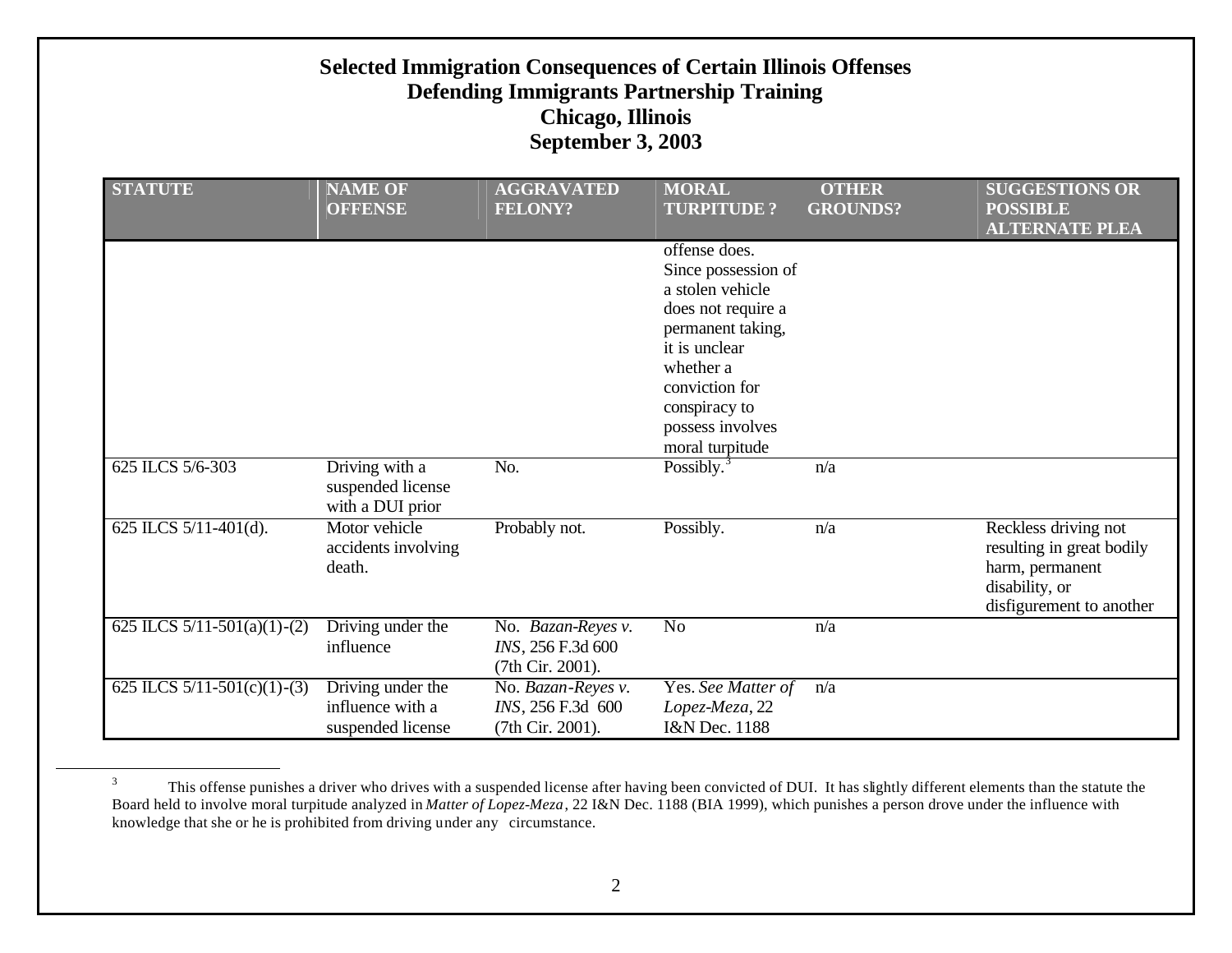# Selected Immigration Consequences of Certain Illinois Offenses
## Defending Immigrants Partnership Training
## Chicago, Illinois
## September 3, 2003

| STATUTE | NAME OF OFFENSE | AGGRAVATED FELONY? | MORAL TURPITUDE ? | OTHER GROUNDS? | SUGGESTIONS OR POSSIBLE ALTERNATE PLEA |
|---|---|---|---|---|---|
| | | | offense does. Since possession of a stolen vehicle does not require a permanent taking, it is unclear whether a conviction for conspiracy to possess involves moral turpitude | | |
| 625 ILCS 5/6-303 | Driving with a suspended license with a DUI prior | No. | Possibly.[3] | n/a | |
| 625 ILCS 5/11-401(d). | Motor vehicle accidents involving death. | Probably not. | Possibly. | n/a | Reckless driving not resulting in great bodily harm, permanent disability, or disfigurement to another |
| 625 ILCS 5/11-501(a)(1)-(2) | Driving under the influence | No. *Bazan-Reyes v. INS*, 256 F.3d 600 (7th Cir. 2001). | No | n/a | |
| 625 ILCS 5/11-501(c)(1)-(3) | Driving under the influence with a suspended license | No. *Bazan-Reyes v. INS*, 256 F.3d 600 (7th Cir. 2001). | Yes. *See Matter of Lopez-Meza*, 22 I&N Dec. 1188 | n/a | |

[3] This offense punishes a driver who drives with a suspended license after having been convicted of DUI. It has slightly different elements than the statute the Board held to involve moral turpitude analyzed in *Matter of Lopez-Meza*, 22 I&N Dec. 1188 (BIA 1999), which punishes a person drove under the influence with knowledge that she or he is prohibited from driving under any circumstance.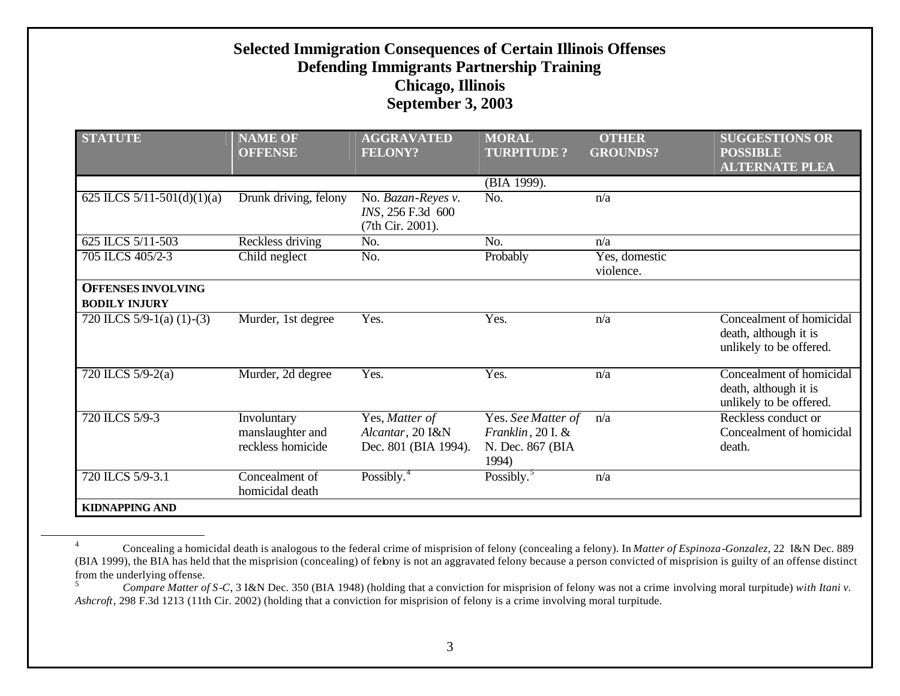# Selected Immigration Consequences of Certain Illinois Offenses
## Defending Immigrants Partnership Training
## Chicago, Illinois
## September 3, 2003

| STATUTE | NAME OF OFFENSE | AGGRAVATED FELONY? | MORAL TURPITUDE ? | OTHER GROUNDS? | SUGGESTIONS OR POSSIBLE ALTERNATE PLEA |
|---|---|---|---|---|---|
| | | | (BIA 1999). | | |
| 625 ILCS 5/11-501(d)(1)(a) | Drunk driving, felony | No. *Bazan-Reyes v. INS*, 256 F.3d 600 (7th Cir. 2001). | No. | n/a | |
| 625 ILCS 5/11-503 | Reckless driving | No. | No. | n/a | |
| 705 ILCS 405/2-3 | Child neglect | No. | Probably | Yes, domestic violence. | |
| **OFFENSES INVOLVING BODILY INJURY** | | | | | |
| 720 ILCS 5/9-1(a) (1)-(3) | Murder, 1st degree | Yes. | Yes. | n/a | Concealment of homicidal death, although it is unlikely to be offered. |
| 720 ILCS 5/9-2(a) | Murder, 2d degree | Yes. | Yes. | n/a | Concealment of homicidal death, although it is unlikely to be offered. |
| 720 ILCS 5/9-3 | Involuntary manslaughter and reckless homicide | Yes, *Matter of Alcantar*, 20 I&N Dec. 801 (BIA 1994). | Yes. *See Matter of Franklin*, 20 I. & N. Dec. 867 (BIA 1994) | n/a | Reckless conduct or Concealment of homicidal death. |
| 720 ILCS 5/9-3.1 | Concealment of homicidal death | Possibly.[4] | Possibly.[5] | n/a | |
| **KIDNAPPING AND** | | | | | |

[4] Concealing a homicidal death is analogous to the federal crime of misprision of felony (concealing a felony). In *Matter of Espinoza-Gonzalez*, 22 I&N Dec. 889 (BIA 1999), the BIA has held that the misprision (concealing) of felony is not an aggravated felony because a person convicted of misprision is guilty of an offense distinct from the underlying offense.

[5] *Compare Matter of S-C*, 3 I&N Dec. 350 (BIA 1948) (holding that a conviction for misprision of felony was not a crime involving moral turpitude) *with Itani v. Ashcroft*, 298 F.3d 1213 (11th Cir. 2002) (holding that a conviction for misprision of felony is a crime involving moral turpitude.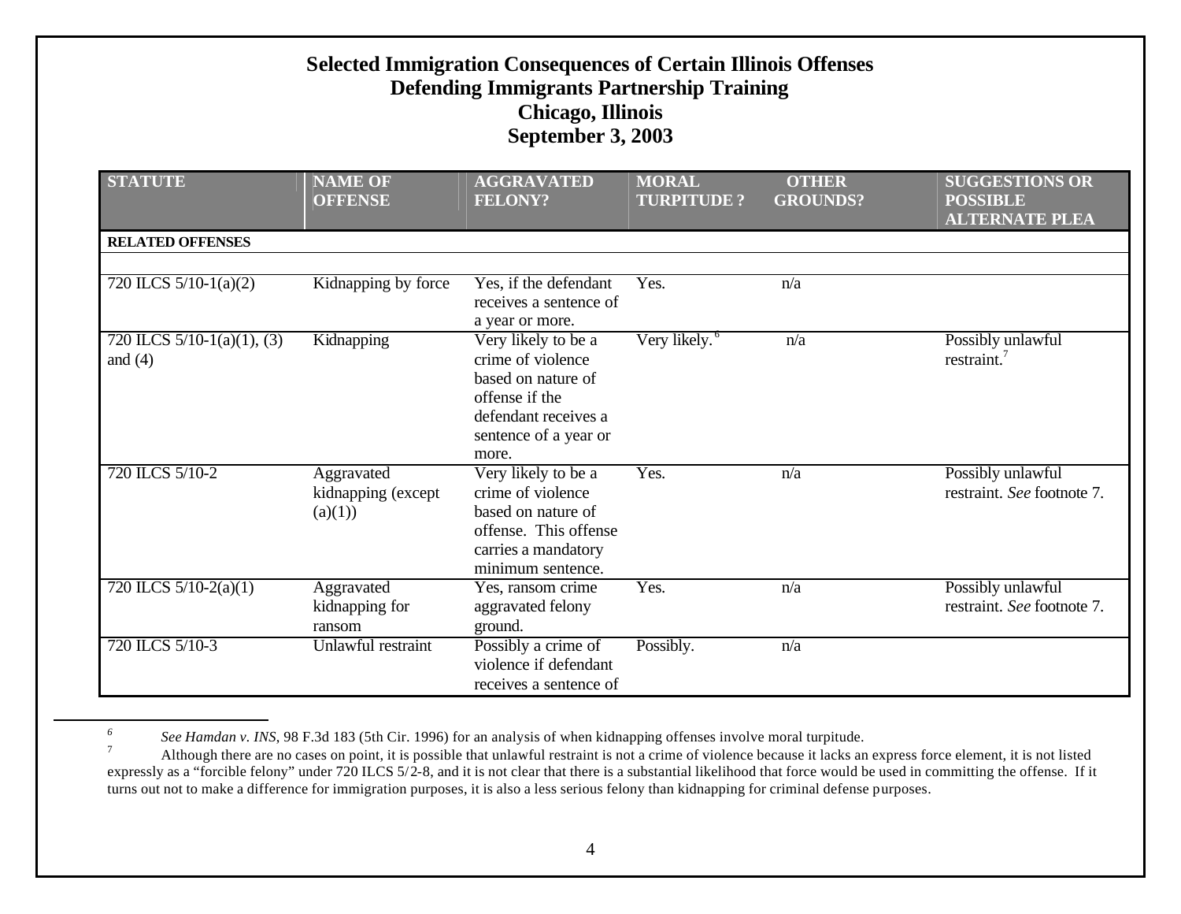# Selected Immigration Consequences of Certain Illinois Offenses
## Defending Immigrants Partnership Training
## Chicago, Illinois
## September 3, 2003

| STATUTE | NAME OF OFFENSE | AGGRAVATED FELONY? | MORAL TURPITUDE ? | OTHER GROUNDS? | SUGGESTIONS OR POSSIBLE ALTERNATE PLEA |
|---|---|---|---|---|---|
| **RELATED OFFENSES** | | | | | |
| | | | | | |
| 720 ILCS 5/10-1(a)(2) | Kidnapping by force | Yes, if the defendant receives a sentence of a year or more. | Yes. | n/a | |
| 720 ILCS 5/10-1(a)(1), (3) and (4) | Kidnapping | Very likely to be a crime of violence based on nature of offense if the defendant receives a sentence of a year or more. | Very likely.[6] | n/a | Possibly unlawful restraint.[7] |
| 720 ILCS 5/10-2 | Aggravated kidnapping (except (a)(1)) | Very likely to be a crime of violence based on nature of offense. This offense carries a mandatory minimum sentence. | Yes. | n/a | Possibly unlawful restraint. *See* footnote 7. |
| 720 ILCS 5/10-2(a)(1) | Aggravated kidnapping for ransom | Yes, ransom crime aggravated felony ground. | Yes. | n/a | Possibly unlawful restraint. *See* footnote 7. |
| 720 ILCS 5/10-3 | Unlawful restraint | Possibly a crime of violence if defendant receives a sentence of | Possibly. | n/a | |

[6] *See Hamdan v. INS*, 98 F.3d 183 (5th Cir. 1996) for an analysis of when kidnapping offenses involve moral turpitude.

[7] Although there are no cases on point, it is possible that unlawful restraint is not a crime of violence because it lacks an express force element, it is not listed expressly as a "forcible felony" under 720 ILCS 5/2-8, and it is not clear that there is a substantial likelihood that force would be used in committing the offense. If it turns out not to make a difference for immigration purposes, it is also a less serious felony than kidnapping for criminal defense purposes.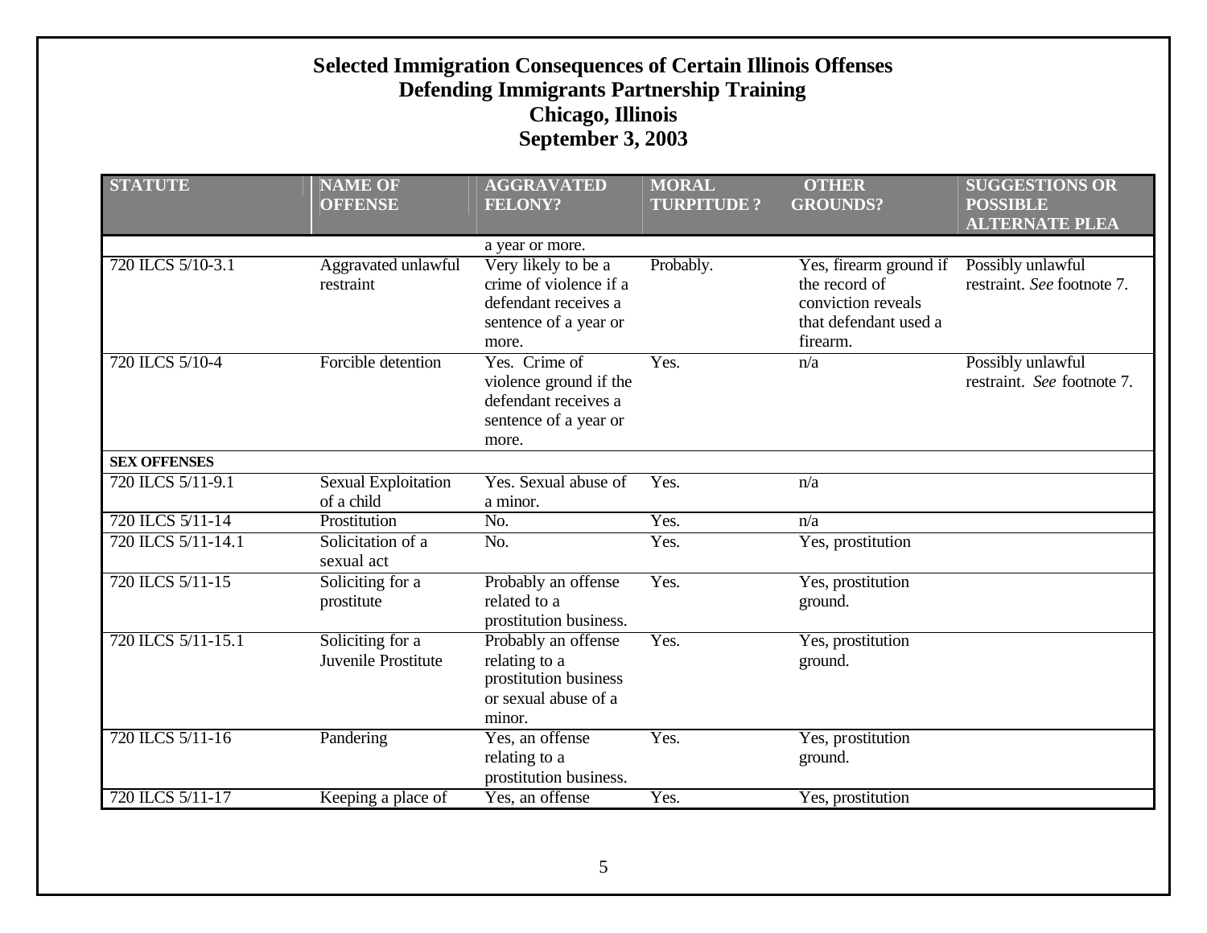# Selected Immigration Consequences of Certain Illinois Offenses
## Defending Immigrants Partnership Training
## Chicago, Illinois
## September 3, 2003

| STATUTE | NAME OF OFFENSE | AGGRAVATED FELONY? | MORAL TURPITUDE ? | OTHER GROUNDS? | SUGGESTIONS OR POSSIBLE ALTERNATE PLEA |
|---|---|---|---|---|---|
| | | a year or more. | | | |
| 720 ILCS 5/10-3.1 | Aggravated unlawful restraint | Very likely to be a crime of violence if a defendant receives a sentence of a year or more. | Probably. | Yes, firearm ground if the record of conviction reveals that defendant used a firearm. | Possibly unlawful restraint. *See* footnote 7. |
| 720 ILCS 5/10-4 | Forcible detention | Yes. Crime of violence ground if the defendant receives a sentence of a year or more. | Yes. | n/a | Possibly unlawful restraint. *See* footnote 7. |
| **SEX OFFENSES** | | | | | |
| 720 ILCS 5/11-9.1 | Sexual Exploitation of a child | Yes. Sexual abuse of a minor. | Yes. | n/a | |
| 720 ILCS 5/11-14 | Prostitution | No. | Yes. | n/a | |
| 720 ILCS 5/11-14.1 | Solicitation of a sexual act | No. | Yes. | Yes, prostitution | |
| 720 ILCS 5/11-15 | Soliciting for a prostitute | Probably an offense related to a prostitution business. | Yes. | Yes, prostitution ground. | |
| 720 ILCS 5/11-15.1 | Soliciting for a Juvenile Prostitute | Probably an offense relating to a prostitution business or sexual abuse of a minor. | Yes. | Yes, prostitution ground. | |
| 720 ILCS 5/11-16 | Pandering | Yes, an offense relating to a prostitution business. | Yes. | Yes, prostitution ground. | |
| 720 ILCS 5/11-17 | Keeping a place of | Yes, an offense | Yes. | Yes, prostitution | |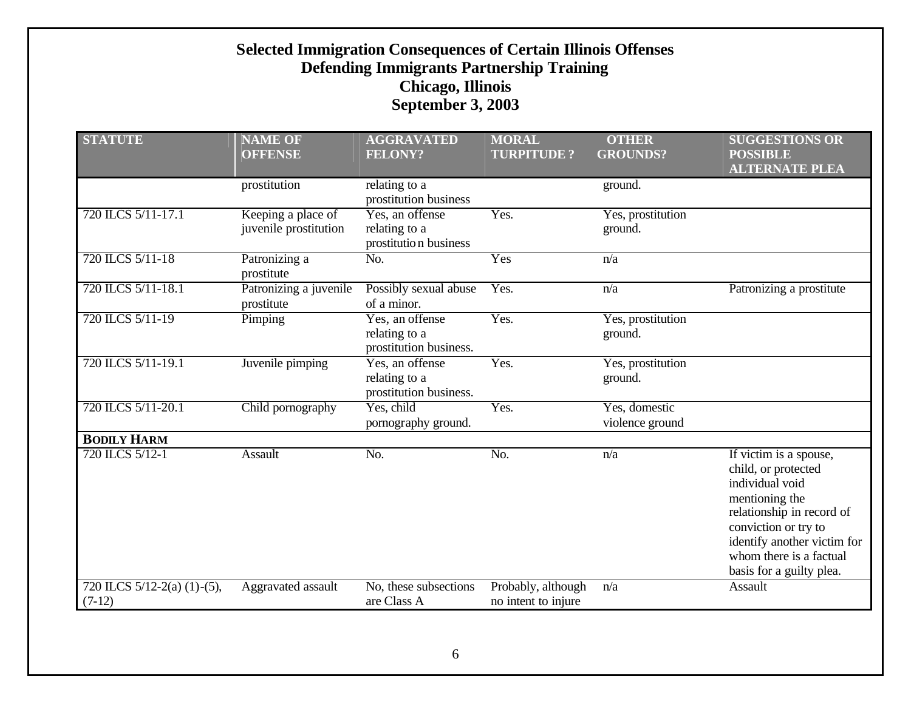# Selected Immigration Consequences of Certain Illinois Offenses
## Defending Immigrants Partnership Training
## Chicago, Illinois
## September 3, 2003

| STATUTE | NAME OF OFFENSE | AGGRAVATED FELONY? | MORAL TURPITUDE ? | OTHER GROUNDS? | SUGGESTIONS OR POSSIBLE ALTERNATE PLEA |
|---|---|---|---|---|---|
| | prostitution | relating to a prostitution business | | ground. | |
| 720 ILCS 5/11-17.1 | Keeping a place of juvenile prostitution | Yes, an offense relating to a prostitution business | Yes. | Yes, prostitution ground. | |
| 720 ILCS 5/11-18 | Patronizing a prostitute | No. | Yes | n/a | |
| 720 ILCS 5/11-18.1 | Patronizing a juvenile prostitute | Possibly sexual abuse of a minor. | Yes. | n/a | Patronizing a prostitute |
| 720 ILCS 5/11-19 | Pimping | Yes, an offense relating to a prostitution business. | Yes. | Yes, prostitution ground. | |
| 720 ILCS 5/11-19.1 | Juvenile pimping | Yes, an offense relating to a prostitution business. | Yes. | Yes, prostitution ground. | |
| 720 ILCS 5/11-20.1 | Child pornography | Yes, child pornography ground. | Yes. | Yes, domestic violence ground | |
| **BODILY HARM** | | | | | |
| 720 ILCS 5/12-1 | Assault | No. | No. | n/a | If victim is a spouse, child, or protected individual void mentioning the relationship in record of conviction or try to identify another victim for whom there is a factual basis for a guilty plea. |
| 720 ILCS 5/12-2(a) (1)-(5), (7-12) | Aggravated assault | No, these subsections are Class A | Probably, although no intent to injure | n/a | Assault |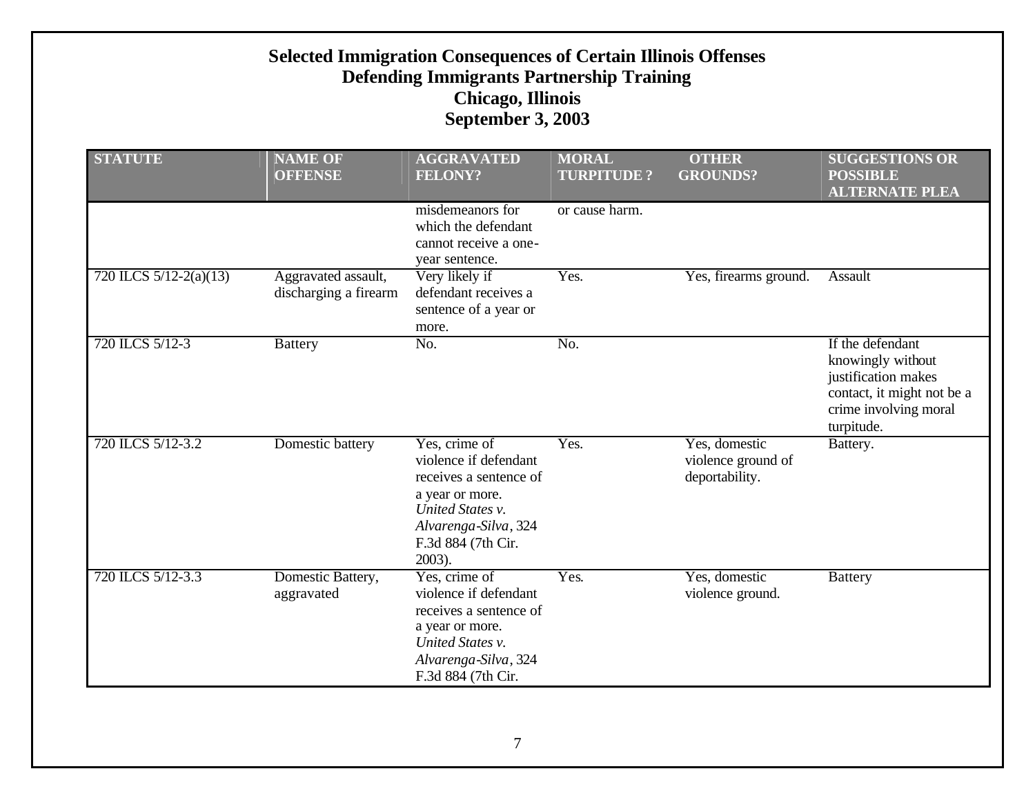# Selected Immigration Consequences of Certain Illinois Offenses
## Defending Immigrants Partnership Training
## Chicago, Illinois
## September 3, 2003

| STATUTE | NAME OF OFFENSE | AGGRAVATED FELONY? | MORAL TURPITUDE ? | OTHER GROUNDS? | SUGGESTIONS OR POSSIBLE ALTERNATE PLEA |
|---|---|---|---|---|---|
| | | misdemeanors for which the defendant cannot receive a one-year sentence. | or cause harm. | | |
| 720 ILCS 5/12-2(a)(13) | Aggravated assault, discharging a firearm | Very likely if defendant receives a sentence of a year or more. | Yes. | Yes, firearms ground. | Assault |
| 720 ILCS 5/12-3 | Battery | No. | No. | | If the defendant knowingly without justification makes contact, it might not be a crime involving moral turpitude. |
| 720 ILCS 5/12-3.2 | Domestic battery | Yes, crime of violence if defendant receives a sentence of a year or more. *United States v. Alvarenga-Silva*, 324 F.3d 884 (7th Cir. 2003). | Yes. | Yes, domestic violence ground of deportability. | Battery. |
| 720 ILCS 5/12-3.3 | Domestic Battery, aggravated | Yes, crime of violence if defendant receives a sentence of a year or more. *United States v. Alvarenga-Silva*, 324 F.3d 884 (7th Cir. | Yes. | Yes, domestic violence ground. | Battery |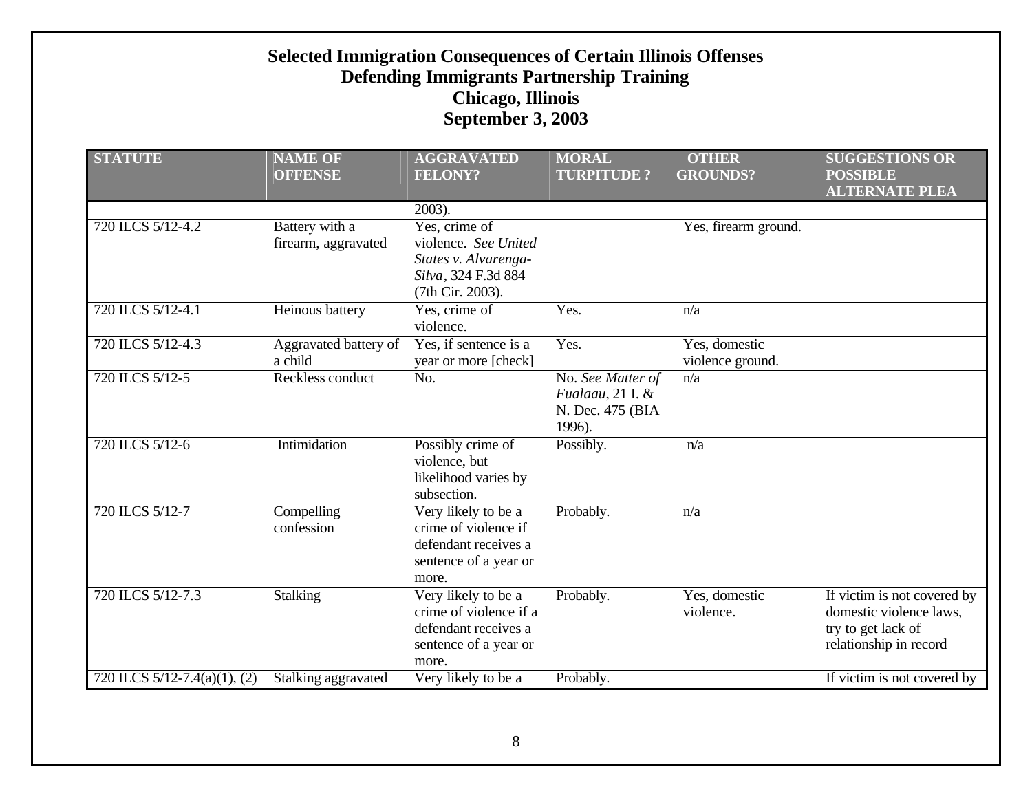# Selected Immigration Consequences of Certain Illinois Offenses
## Defending Immigrants Partnership Training
## Chicago, Illinois
## September 3, 2003

| STATUTE | NAME OF OFFENSE | AGGRAVATED FELONY? | MORAL TURPITUDE ? | OTHER GROUNDS? | SUGGESTIONS OR POSSIBLE ALTERNATE PLEA |
|---|---|---|---|---|---|
| | | 2003). | | | |
| 720 ILCS 5/12-4.2 | Battery with a firearm, aggravated | Yes, crime of violence. *See United States v. Alvarenga-Silva*, 324 F.3d 884 (7th Cir. 2003). | | Yes, firearm ground. | |
| 720 ILCS 5/12-4.1 | Heinous battery | Yes, crime of violence. | Yes. | n/a | |
| 720 ILCS 5/12-4.3 | Aggravated battery of a child | Yes, if sentence is a year or more [check] | Yes. | Yes, domestic violence ground. | |
| 720 ILCS 5/12-5 | Reckless conduct | No. | No. *See Matter of Fualaau*, 21 I. & N. Dec. 475 (BIA 1996). | n/a | |
| 720 ILCS 5/12-6 | Intimidation | Possibly crime of violence, but likelihood varies by subsection. | Possibly. | n/a | |
| 720 ILCS 5/12-7 | Compelling confession | Very likely to be a crime of violence if defendant receives a sentence of a year or more. | Probably. | n/a | |
| 720 ILCS 5/12-7.3 | Stalking | Very likely to be a crime of violence if a defendant receives a sentence of a year or more. | Probably. | Yes, domestic violence. | If victim is not covered by domestic violence laws, try to get lack of relationship in record |
| 720 ILCS 5/12-7.4(a)(1), (2) | Stalking aggravated | Very likely to be a | Probably. | | If victim is not covered by |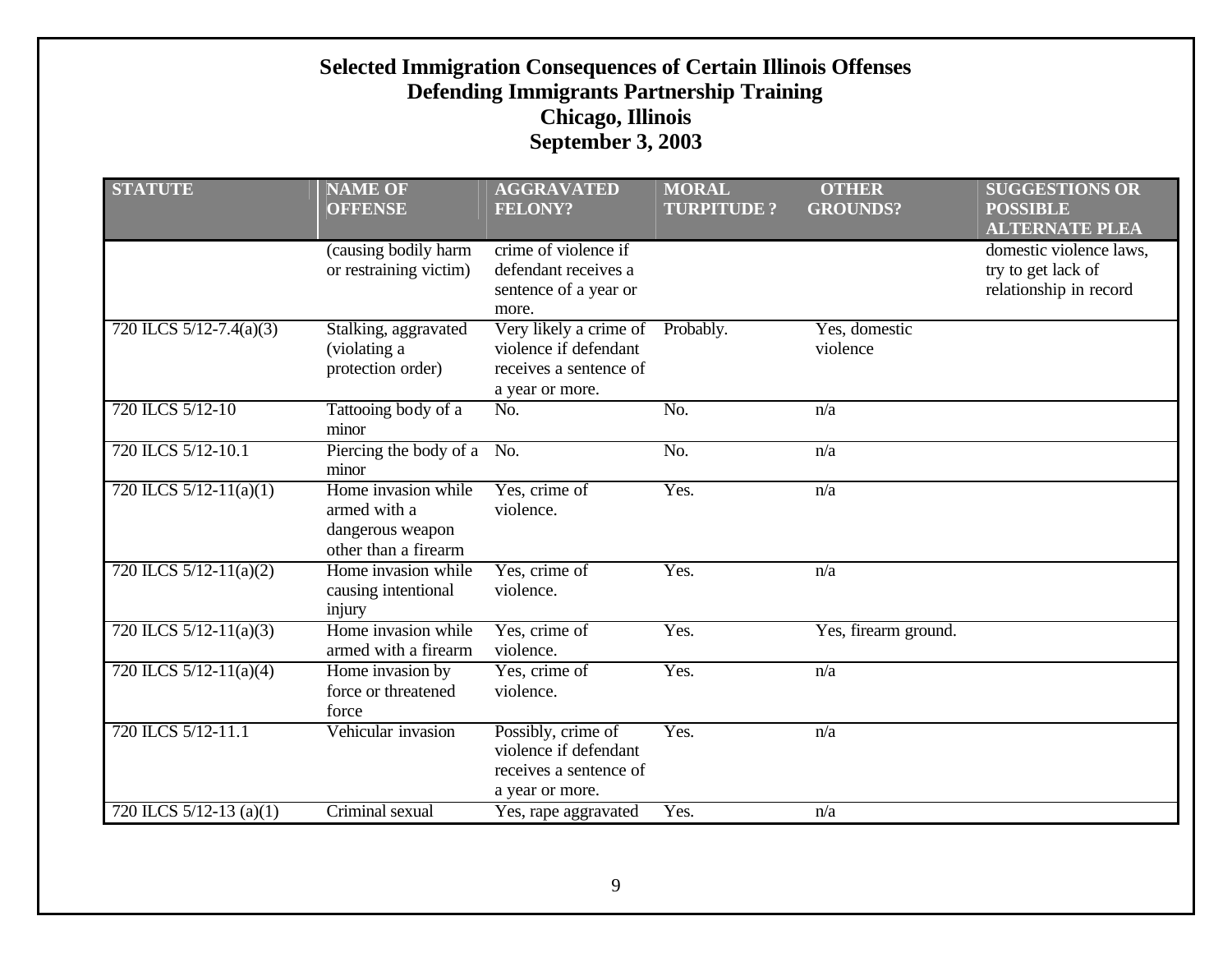# Selected Immigration Consequences of Certain Illinois Offenses
## Defending Immigrants Partnership Training
## Chicago, Illinois
## September 3, 2003

| STATUTE | NAME OF OFFENSE | AGGRAVATED FELONY? | MORAL TURPITUDE ? | OTHER GROUNDS? | SUGGESTIONS OR POSSIBLE ALTERNATE PLEA |
|---|---|---|---|---|---|
| | (causing bodily harm or restraining victim) | crime of violence if defendant receives a sentence of a year or more. | | | domestic violence laws, try to get lack of relationship in record |
| 720 ILCS 5/12-7.4(a)(3) | Stalking, aggravated (violating a protection order) | Very likely a crime of violence if defendant receives a sentence of a year or more. | Probably. | Yes, domestic violence | |
| 720 ILCS 5/12-10 | Tattooing body of a minor | No. | No. | n/a | |
| 720 ILCS 5/12-10.1 | Piercing the body of a minor | No. | No. | n/a | |
| 720 ILCS 5/12-11(a)(1) | Home invasion while armed with a dangerous weapon other than a firearm | Yes, crime of violence. | Yes. | n/a | |
| 720 ILCS 5/12-11(a)(2) | Home invasion while causing intentional injury | Yes, crime of violence. | Yes. | n/a | |
| 720 ILCS 5/12-11(a)(3) | Home invasion while armed with a firearm | Yes, crime of violence. | Yes. | Yes, firearm ground. | |
| 720 ILCS 5/12-11(a)(4) | Home invasion by force or threatened force | Yes, crime of violence. | Yes. | n/a | |
| 720 ILCS 5/12-11.1 | Vehicular invasion | Possibly, crime of violence if defendant receives a sentence of a year or more. | Yes. | n/a | |
| 720 ILCS 5/12-13 (a)(1) | Criminal sexual | Yes, rape aggravated | Yes. | n/a | |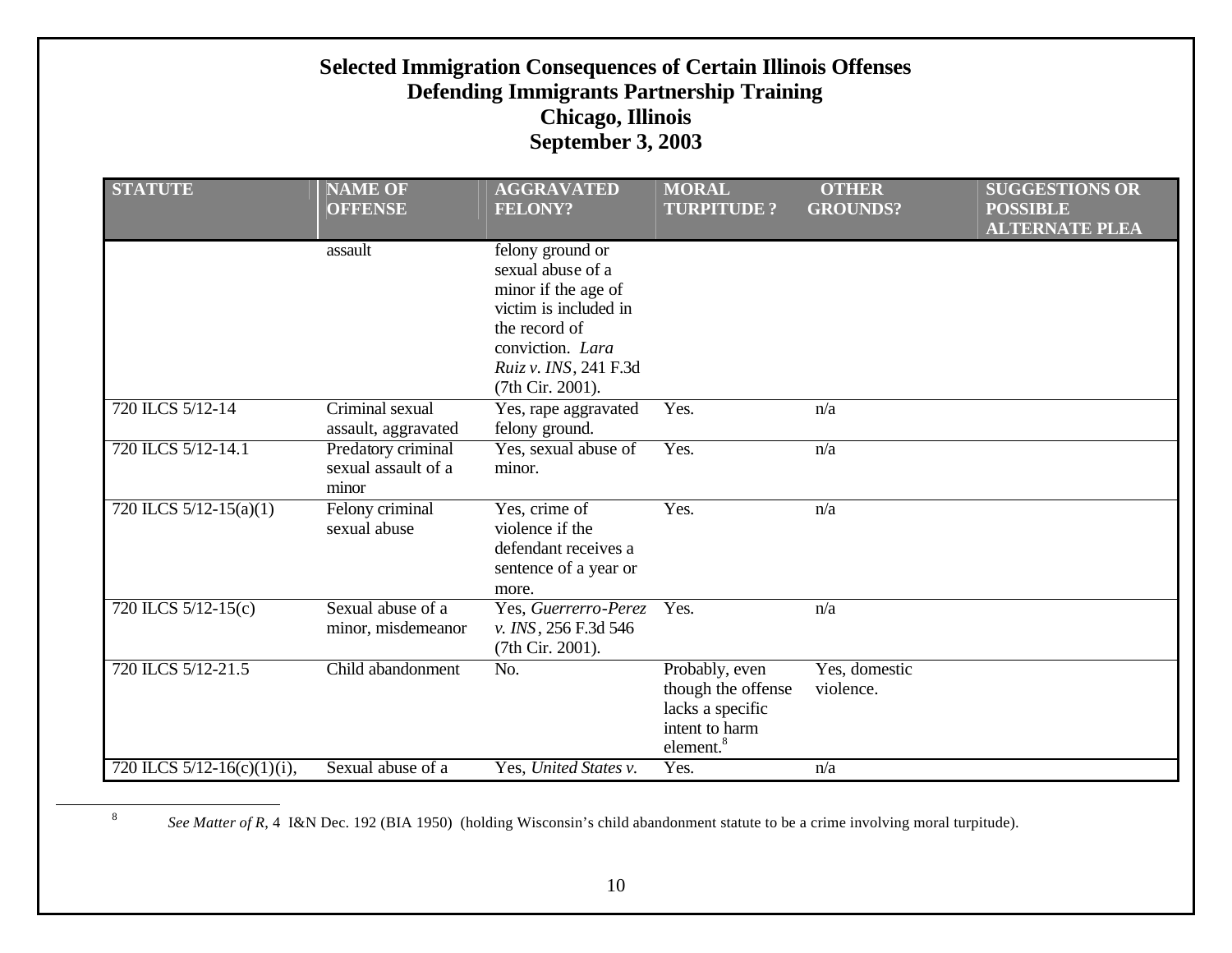# Selected Immigration Consequences of Certain Illinois Offenses
## Defending Immigrants Partnership Training
## Chicago, Illinois
## September 3, 2003

| STATUTE | NAME OF OFFENSE | AGGRAVATED FELONY? | MORAL TURPITUDE ? | OTHER GROUNDS? | SUGGESTIONS OR POSSIBLE ALTERNATE PLEA |
|---|---|---|---|---|---|
| | assault | felony ground or sexual abuse of a minor if the age of victim is included in the record of conviction. *Lara Ruiz v. INS*, 241 F.3d (7th Cir. 2001). | | | |
| 720 ILCS 5/12-14 | Criminal sexual assault, aggravated | Yes, rape aggravated felony ground. | Yes. | n/a | |
| 720 ILCS 5/12-14.1 | Predatory criminal sexual assault of a minor | Yes, sexual abuse of minor. | Yes. | n/a | |
| 720 ILCS 5/12-15(a)(1) | Felony criminal sexual abuse | Yes, crime of violence if the defendant receives a sentence of a year or more. | Yes. | n/a | |
| 720 ILCS 5/12-15(c) | Sexual abuse of a minor, misdemeanor | Yes, *Guerrerro-Perez v. INS*, 256 F.3d 546 (7th Cir. 2001). | Yes. | n/a | |
| 720 ILCS 5/12-21.5 | Child abandonment | No. | Probably, even though the offense lacks a specific intent to harm element.[8] | Yes, domestic violence. | |
| 720 ILCS 5/12-16(c)(1)(i), | Sexual abuse of a | Yes, *United States v.* | Yes. | n/a | |

[8] *See Matter of R*, 4 I&N Dec. 192 (BIA 1950) (holding Wisconsin's child abandonment statute to be a crime involving moral turpitude).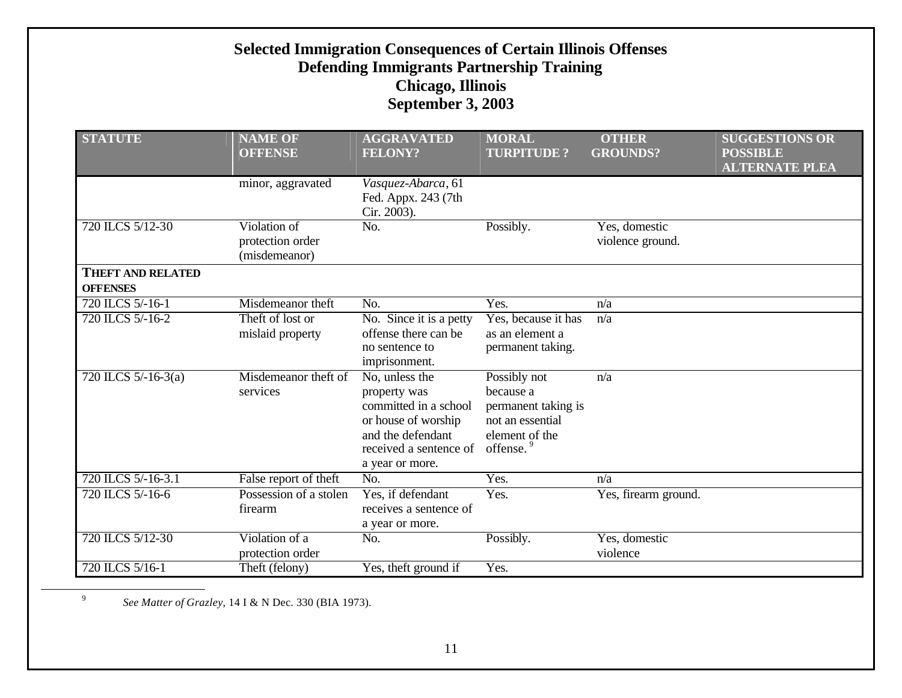# Selected Immigration Consequences of Certain Illinois Offenses
## Defending Immigrants Partnership Training
## Chicago, Illinois
## September 3, 2003

| STATUTE | NAME OF OFFENSE | AGGRAVATED FELONY? | MORAL TURPITUDE ? | OTHER GROUNDS? | SUGGESTIONS OR POSSIBLE ALTERNATE PLEA |
|---|---|---|---|---|---|
| | minor, aggravated | *Vasquez-Abarca*, 61 Fed. Appx. 243 (7th Cir. 2003). | | | |
| 720 ILCS 5/12-30 | Violation of protection order (misdemeanor) | No. | Possibly. | Yes, domestic violence ground. | |
| **THEFT AND RELATED OFFENSES** | | | | | |
| 720 ILCS 5/-16-1 | Misdemeanor theft | No. | Yes. | n/a | |
| 720 ILCS 5/-16-2 | Theft of lost or mislaid property | No. Since it is a petty offense there can be no sentence to imprisonment. | Yes, because it has as an element a permanent taking. | n/a | |
| 720 ILCS 5/-16-3(a) | Misdemeanor theft of services | No, unless the property was committed in a school or house of worship and the defendant received a sentence of a year or more. | Possibly not because a permanent taking is not an essential element of the offense.[9] | n/a | |
| 720 ILCS 5/-16-3.1 | False report of theft | No. | Yes. | n/a | |
| 720 ILCS 5/-16-6 | Possession of a stolen firearm | Yes, if defendant receives a sentence of a year or more. | Yes. | Yes, firearm ground. | |
| 720 ILCS 5/12-30 | Violation of a protection order | No. | Possibly. | Yes, domestic violence | |
| 720 ILCS 5/16-1 | Theft (felony) | Yes, theft ground if | Yes. | | |

[9] *See Matter of Grazley*, 14 I & N Dec. 330 (BIA 1973).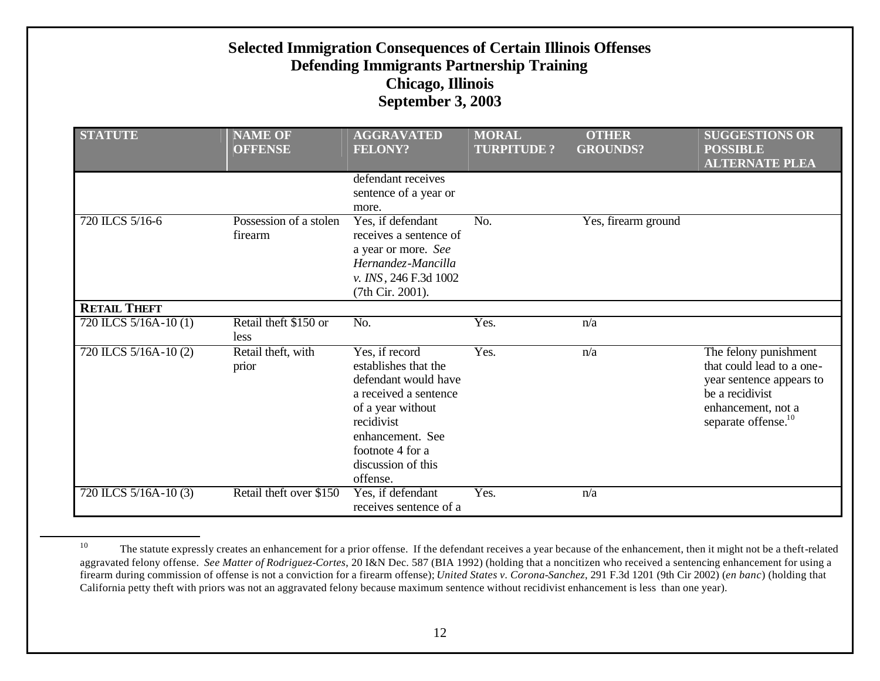# Selected Immigration Consequences of Certain Illinois Offenses
## Defending Immigrants Partnership Training
## Chicago, Illinois
## September 3, 2003

| STATUTE | NAME OF OFFENSE | AGGRAVATED FELONY? | MORAL TURPITUDE ? | OTHER GROUNDS? | SUGGESTIONS OR POSSIBLE ALTERNATE PLEA |
|---|---|---|---|---|---|
| | | defendant receives sentence of a year or more. | | | |
| 720 ILCS 5/16-6 | Possession of a stolen firearm | Yes, if defendant receives a sentence of a year or more. *See Hernandez-Mancilla v. INS*, 246 F.3d 1002 (7th Cir. 2001). | No. | Yes, firearm ground | |
| **RETAIL THEFT** | | | | | |
| 720 ILCS 5/16A-10 (1) | Retail theft $150 or less | No. | Yes. | n/a | |
| 720 ILCS 5/16A-10 (2) | Retail theft, with prior | Yes, if record establishes that the defendant would have a received a sentence of a year without recidivist enhancement. See footnote 4 for a discussion of this offense. | Yes. | n/a | The felony punishment that could lead to a one-year sentence appears to be a recidivist enhancement, not a separate offense.[10] |
| 720 ILCS 5/16A-10 (3) | Retail theft over $150 | Yes, if defendant receives sentence of a | Yes. | n/a | |

[10] The statute expressly creates an enhancement for a prior offense. If the defendant receives a year because of the enhancement, then it might not be a theft-related aggravated felony offense. *See Matter of Rodriguez-Cortes*, 20 I&N Dec. 587 (BIA 1992) (holding that a noncitizen who received a sentencing enhancement for using a firearm during commission of offense is not a conviction for a firearm offense); *United States v. Corona-Sanchez*, 291 F.3d 1201 (9th Cir 2002) (*en banc*) (holding that California petty theft with priors was not an aggravated felony because maximum sentence without recidivist enhancement is less than one year).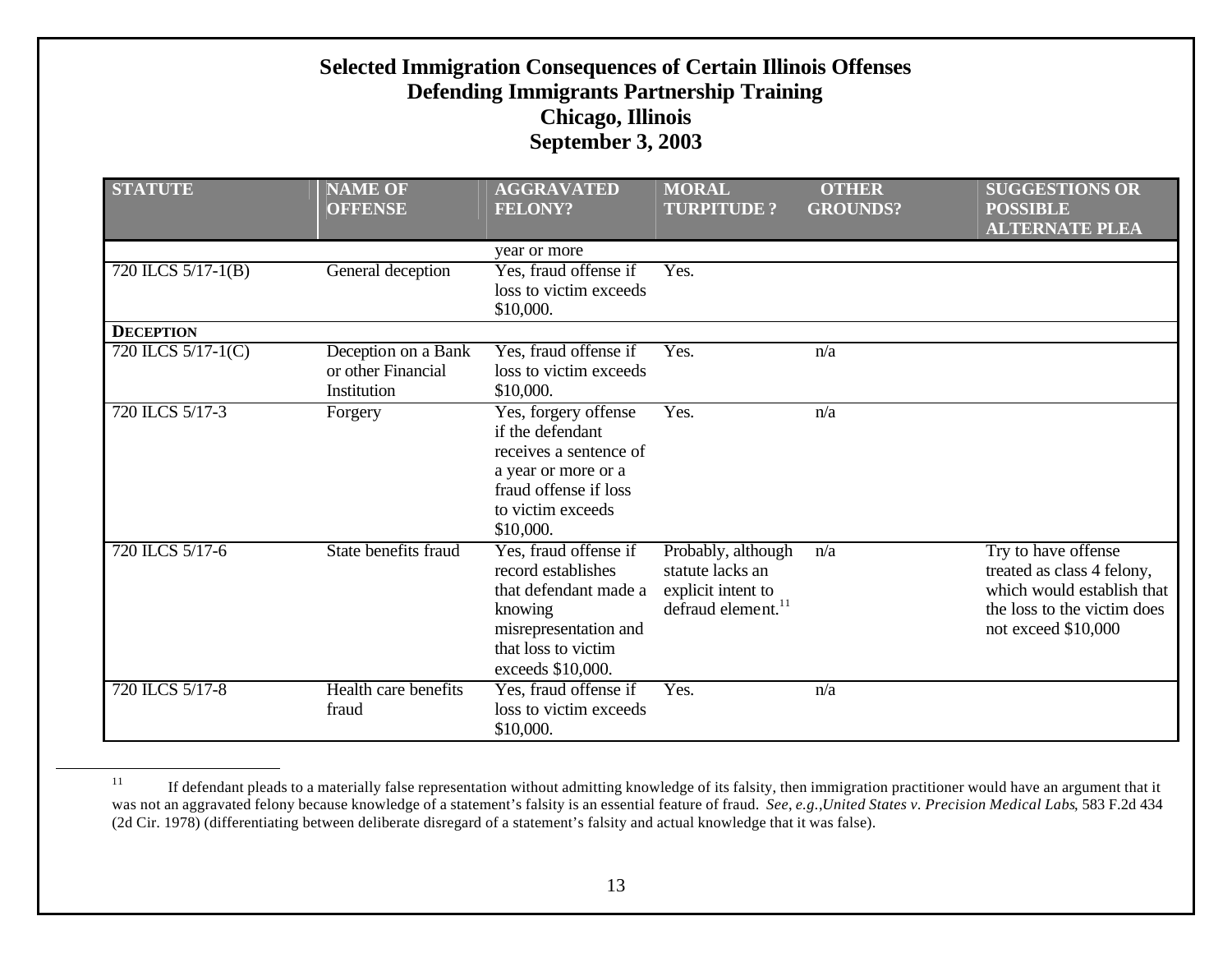# Selected Immigration Consequences of Certain Illinois Offenses
## Defending Immigrants Partnership Training
## Chicago, Illinois
## September 3, 2003

| STATUTE | NAME OF OFFENSE | AGGRAVATED FELONY? | MORAL TURPITUDE ? | OTHER GROUNDS? | SUGGESTIONS OR POSSIBLE ALTERNATE PLEA |
|---|---|---|---|---|---|
| | | year or more | | | |
| 720 ILCS 5/17-1(B) | General deception | Yes, fraud offense if loss to victim exceeds $10,000. | Yes. | | |
| **DECEPTION** | | | | | |
| 720 ILCS 5/17-1(C) | Deception on a Bank or other Financial Institution | Yes, fraud offense if loss to victim exceeds $10,000. | Yes. | n/a | |
| 720 ILCS 5/17-3 | Forgery | Yes, forgery offense if the defendant receives a sentence of a year or more or a fraud offense if loss to victim exceeds $10,000. | Yes. | n/a | |
| 720 ILCS 5/17-6 | State benefits fraud | Yes, fraud offense if record establishes that defendant made a knowing misrepresentation and that loss to victim exceeds $10,000. | Probably, although statute lacks an explicit intent to defraud element.[11] | n/a | Try to have offense treated as class 4 felony, which would establish that the loss to the victim does not exceed $10,000 |
| 720 ILCS 5/17-8 | Health care benefits fraud | Yes, fraud offense if loss to victim exceeds $10,000. | Yes. | n/a | |

[11] If defendant pleads to a materially false representation without admitting knowledge of its falsity, then immigration practitioner would have an argument that it was not an aggravated felony because knowledge of a statement's falsity is an essential feature of fraud. *See, e.g.,United States v. Precision Medical Labs*, 583 F.2d 434 (2d Cir. 1978) (differentiating between deliberate disregard of a statement's falsity and actual knowledge that it was false).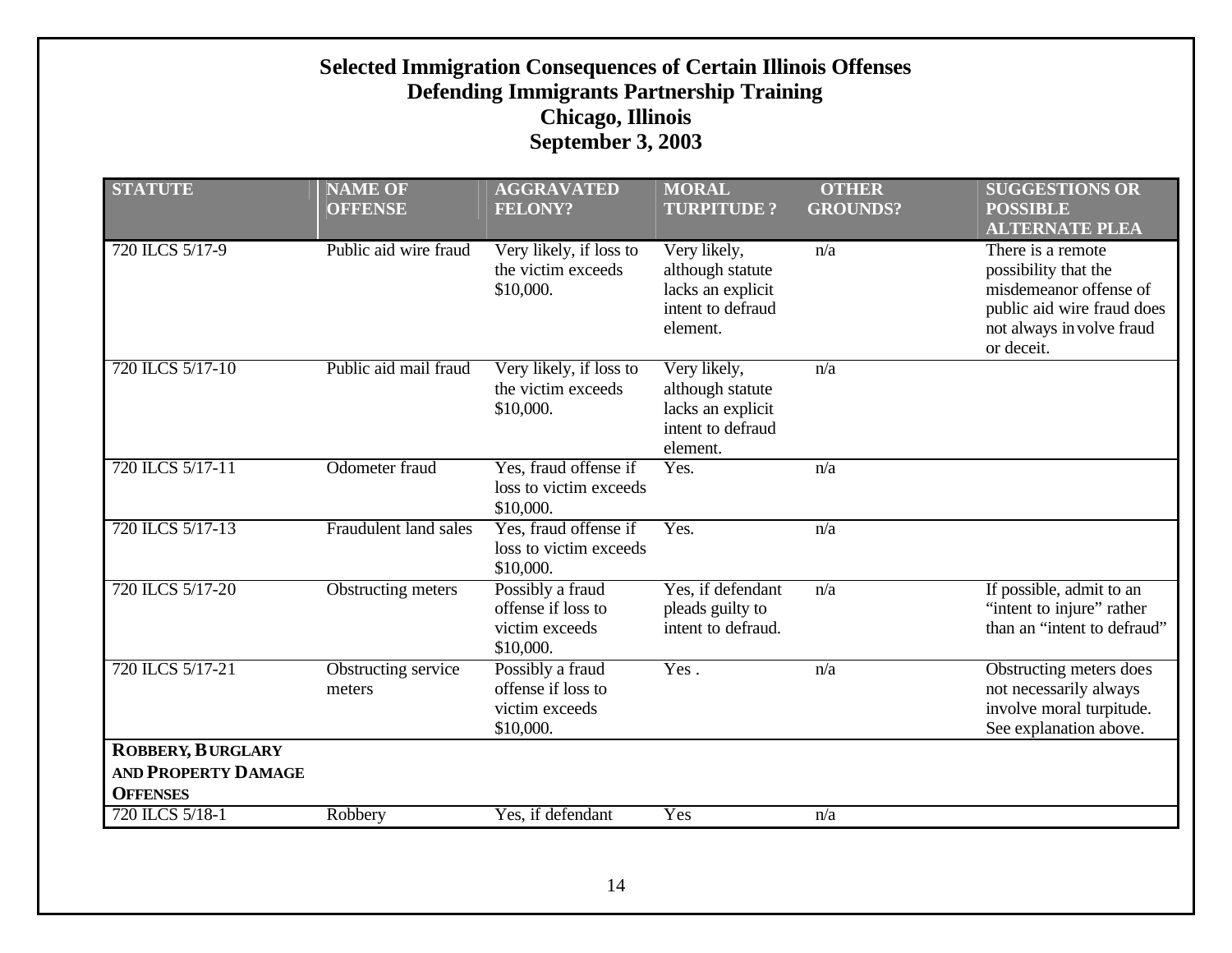# Selected Immigration Consequences of Certain Illinois Offenses
## Defending Immigrants Partnership Training
## Chicago, Illinois
## September 3, 2003

| STATUTE | NAME OF OFFENSE | AGGRAVATED FELONY? | MORAL TURPITUDE ? | OTHER GROUNDS? | SUGGESTIONS OR POSSIBLE ALTERNATE PLEA |
|---|---|---|---|---|---|
| 720 ILCS 5/17-9 | Public aid wire fraud | Very likely, if loss to the victim exceeds $10,000. | Very likely, although statute lacks an explicit intent to defraud element. | n/a | There is a remote possibility that the misdemeanor offense of public aid wire fraud does not always involve fraud or deceit. |
| 720 ILCS 5/17-10 | Public aid mail fraud | Very likely, if loss to the victim exceeds $10,000. | Very likely, although statute lacks an explicit intent to defraud element. | n/a | |
| 720 ILCS 5/17-11 | Odometer fraud | Yes, fraud offense if loss to victim exceeds $10,000. | Yes. | n/a | |
| 720 ILCS 5/17-13 | Fraudulent land sales | Yes, fraud offense if loss to victim exceeds $10,000. | Yes. | n/a | |
| 720 ILCS 5/17-20 | Obstructing meters | Possibly a fraud offense if loss to victim exceeds $10,000. | Yes, if defendant pleads guilty to intent to defraud. | n/a | If possible, admit to an "intent to injure" rather than an "intent to defraud" |
| 720 ILCS 5/17-21 | Obstructing service meters | Possibly a fraud offense if loss to victim exceeds $10,000. | Yes . | n/a | Obstructing meters does not necessarily always involve moral turpitude. See explanation above. |
| **ROBBERY, BURGLARY AND PROPERTY DAMAGE OFFENSES** | | | | | |
| 720 ILCS 5/18-1 | Robbery | Yes, if defendant | Yes | n/a | |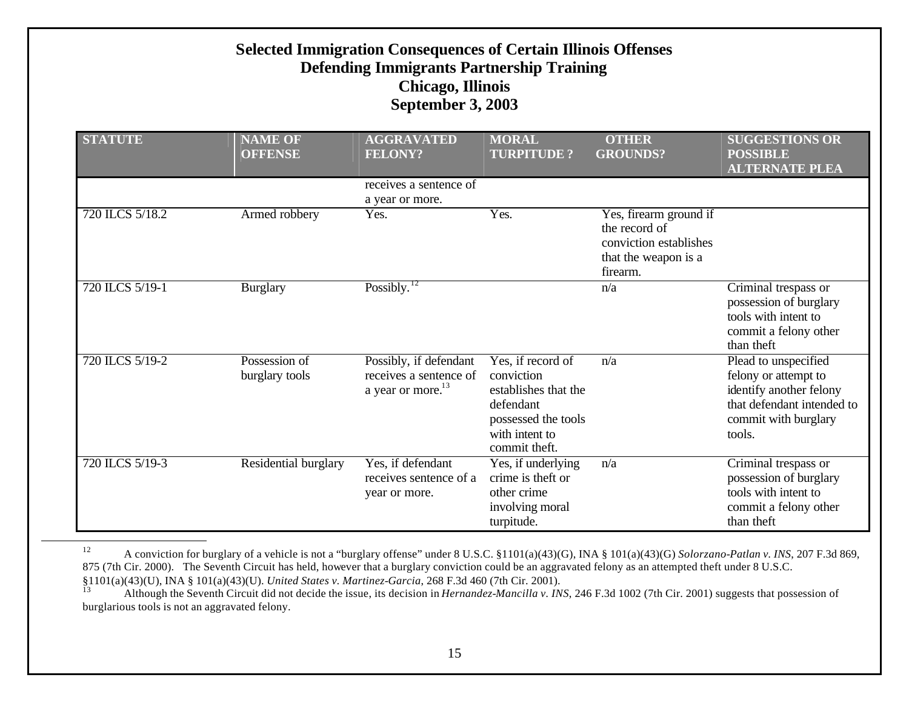# Selected Immigration Consequences of Certain Illinois Offenses
## Defending Immigrants Partnership Training
## Chicago, Illinois
## September 3, 2003

| STATUTE | NAME OF OFFENSE | AGGRAVATED FELONY? | MORAL TURPITUDE ? | OTHER GROUNDS? | SUGGESTIONS OR POSSIBLE ALTERNATE PLEA |
|---|---|---|---|---|---|
| | | receives a sentence of a year or more. | | | |
| 720 ILCS 5/18.2 | Armed robbery | Yes. | Yes. | Yes, firearm ground if the record of conviction establishes that the weapon is a firearm. | |
| 720 ILCS 5/19-1 | Burglary | Possibly.[12] | | n/a | Criminal trespass or possession of burglary tools with intent to commit a felony other than theft |
| 720 ILCS 5/19-2 | Possession of burglary tools | Possibly, if defendant receives a sentence of a year or more.[13] | Yes, if record of conviction establishes that the defendant possessed the tools with intent to commit theft. | n/a | Plead to unspecified felony or attempt to identify another felony that defendant intended to commit with burglary tools. |
| 720 ILCS 5/19-3 | Residential burglary | Yes, if defendant receives sentence of a year or more. | Yes, if underlying crime is theft or other crime involving moral turpitude. | n/a | Criminal trespass or possession of burglary tools with intent to commit a felony other than theft |

[12] A conviction for burglary of a vehicle is not a "burglary offense" under 8 U.S.C. §1101(a)(43)(G), INA § 101(a)(43)(G) *Solorzano-Patlan v. INS*, 207 F.3d 869, 875 (7th Cir. 2000). The Seventh Circuit has held, however that a burglary conviction could be an aggravated felony as an attempted theft under 8 U.S.C. §1101(a)(43)(U), INA § 101(a)(43)(U). *United States v. Martinez-Garcia*, 268 F.3d 460 (7th Cir. 2001).

[13] Although the Seventh Circuit did not decide the issue, its decision in *Hernandez-Mancilla v. INS*, 246 F.3d 1002 (7th Cir. 2001) suggests that possession of burglarious tools is not an aggravated felony.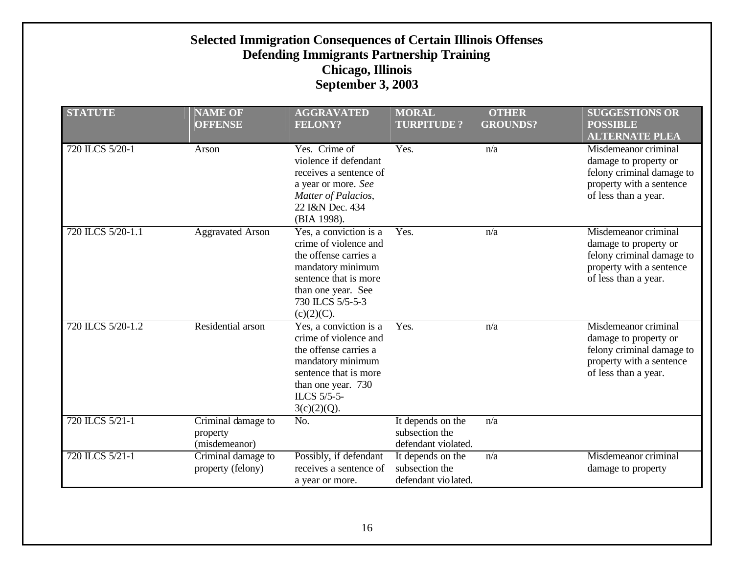# Selected Immigration Consequences of Certain Illinois Offenses
## Defending Immigrants Partnership Training
## Chicago, Illinois
## September 3, 2003

| STATUTE | NAME OF OFFENSE | AGGRAVATED FELONY? | MORAL TURPITUDE ? | OTHER GROUNDS? | SUGGESTIONS OR POSSIBLE ALTERNATE PLEA |
|---|---|---|---|---|---|
| 720 ILCS 5/20-1 | Arson | Yes. Crime of violence if defendant receives a sentence of a year or more. *See Matter of Palacios*, 22 I&N Dec. 434 (BIA 1998). | Yes. | n/a | Misdemeanor criminal damage to property or felony criminal damage to property with a sentence of less than a year. |
| 720 ILCS 5/20-1.1 | Aggravated Arson | Yes, a conviction is a crime of violence and the offense carries a mandatory minimum sentence that is more than one year. See 730 ILCS 5/5-5-3 (c)(2)(C). | Yes. | n/a | Misdemeanor criminal damage to property or felony criminal damage to property with a sentence of less than a year. |
| 720 ILCS 5/20-1.2 | Residential arson | Yes, a conviction is a crime of violence and the offense carries a mandatory minimum sentence that is more than one year. 730 ILCS 5/5-5-3(c)(2)(Q). | Yes. | n/a | Misdemeanor criminal damage to property or felony criminal damage to property with a sentence of less than a year. |
| 720 ILCS 5/21-1 | Criminal damage to property (misdemeanor) | No. | It depends on the subsection the defendant violated. | n/a | |
| 720 ILCS 5/21-1 | Criminal damage to property (felony) | Possibly, if defendant receives a sentence of a year or more. | It depends on the subsection the defendant violated. | n/a | Misdemeanor criminal damage to property |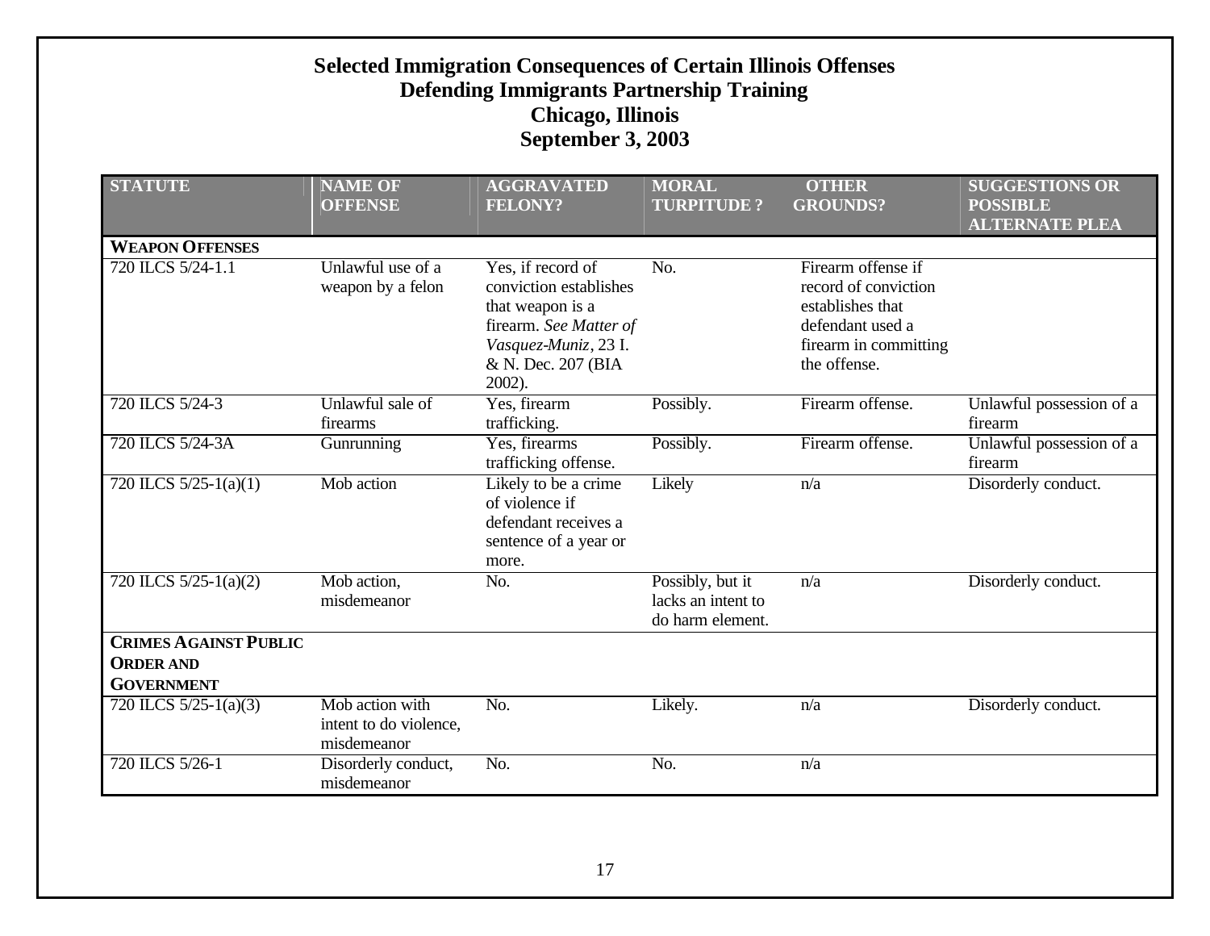# Selected Immigration Consequences of Certain Illinois Offenses
## Defending Immigrants Partnership Training
## Chicago, Illinois
## September 3, 2003

| STATUTE | NAME OF OFFENSE | AGGRAVATED FELONY? | MORAL TURPITUDE ? | OTHER GROUNDS? | SUGGESTIONS OR POSSIBLE ALTERNATE PLEA |
|---|---|---|---|---|---|
| **WEAPON OFFENSES** | | | | | |
| 720 ILCS 5/24-1.1 | Unlawful use of a weapon by a felon | Yes, if record of conviction establishes that weapon is a firearm. *See Matter of Vasquez-Muniz*, 23 I. & N. Dec. 207 (BIA 2002). | No. | Firearm offense if record of conviction establishes that defendant used a firearm in committing the offense. | |
| 720 ILCS 5/24-3 | Unlawful sale of firearms | Yes, firearm trafficking. | Possibly. | Firearm offense. | Unlawful possession of a firearm |
| 720 ILCS 5/24-3A | Gunrunning | Yes, firearms trafficking offense. | Possibly. | Firearm offense. | Unlawful possession of a firearm |
| 720 ILCS 5/25-1(a)(1) | Mob action | Likely to be a crime of violence if defendant receives a sentence of a year or more. | Likely | n/a | Disorderly conduct. |
| 720 ILCS 5/25-1(a)(2) | Mob action, misdemeanor | No. | Possibly, but it lacks an intent to do harm element. | n/a | Disorderly conduct. |
| **CRIMES AGAINST PUBLIC ORDER AND GOVERNMENT** | | | | | |
| 720 ILCS 5/25-1(a)(3) | Mob action with intent to do violence, misdemeanor | No. | Likely. | n/a | Disorderly conduct. |
| 720 ILCS 5/26-1 | Disorderly conduct, misdemeanor | No. | No. | n/a | |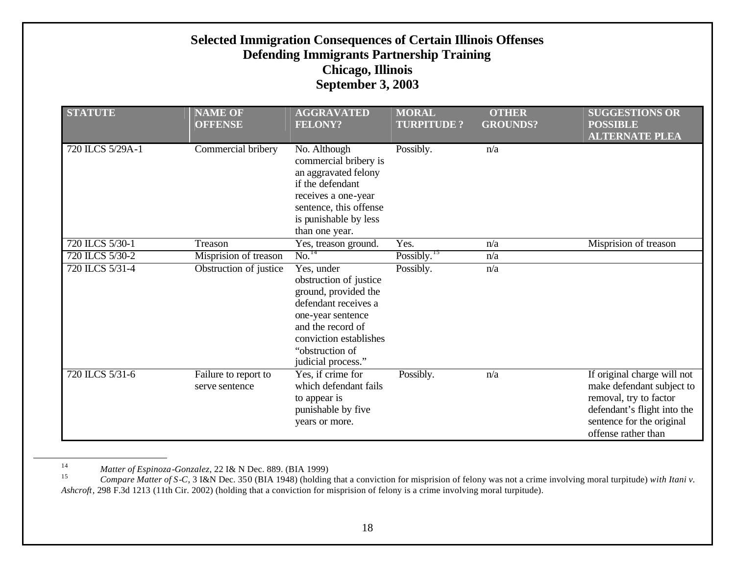# Selected Immigration Consequences of Certain Illinois Offenses
## Defending Immigrants Partnership Training
## Chicago, Illinois
## September 3, 2003

| STATUTE | NAME OF OFFENSE | AGGRAVATED FELONY? | MORAL TURPITUDE ? | OTHER GROUNDS? | SUGGESTIONS OR POSSIBLE ALTERNATE PLEA |
|---|---|---|---|---|---|
| 720 ILCS 5/29A-1 | Commercial bribery | No. Although commercial bribery is an aggravated felony if the defendant receives a one-year sentence, this offense is punishable by less than one year. | Possibly. | n/a | |
| 720 ILCS 5/30-1 | Treason | Yes, treason ground. | Yes. | n/a | Misprision of treason |
| 720 ILCS 5/30-2 | Misprision of treason | No.[14] | Possibly.[15] | n/a | |
| 720 ILCS 5/31-4 | Obstruction of justice | Yes, under obstruction of justice ground, provided the defendant receives a one-year sentence and the record of conviction establishes "obstruction of judicial process." | Possibly. | n/a | |
| 720 ILCS 5/31-6 | Failure to report to serve sentence | Yes, if crime for which defendant fails to appear is punishable by five years or more. | Possibly. | n/a | If original charge will not make defendant subject to removal, try to factor defendant's flight into the sentence for the original offense rather than |

---

[14] *Matter of Espinoza-Gonzalez*, 22 I& N Dec. 889. (BIA 1999)

[15] *Compare Matter of S-C*, 3 I&N Dec. 350 (BIA 1948) (holding that a conviction for misprision of felony was not a crime involving moral turpitude) *with Itani v. Ashcroft*, 298 F.3d 1213 (11th Cir. 2002) (holding that a conviction for misprision of felony is a crime involving moral turpitude).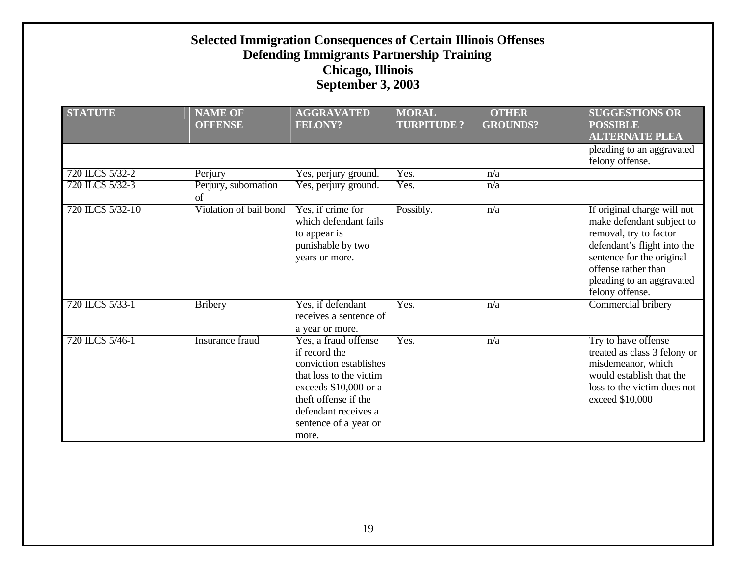# Selected Immigration Consequences of Certain Illinois Offenses
## Defending Immigrants Partnership Training
## Chicago, Illinois
## September 3, 2003

| STATUTE | NAME OF OFFENSE | AGGRAVATED FELONY? | MORAL TURPITUDE ? | OTHER GROUNDS? | SUGGESTIONS OR POSSIBLE ALTERNATE PLEA |
|---|---|---|---|---|---|
| | | | | | pleading to an aggravated felony offense. |
| 720 ILCS 5/32-2 | Perjury | Yes, perjury ground. | Yes. | n/a | |
| 720 ILCS 5/32-3 | Perjury, subornation of | Yes, perjury ground. | Yes. | n/a | |
| 720 ILCS 5/32-10 | Violation of bail bond | Yes, if crime for which defendant fails to appear is punishable by two years or more. | Possibly. | n/a | If original charge will not make defendant subject to removal, try to factor defendant's flight into the sentence for the original offense rather than pleading to an aggravated felony offense. |
| 720 ILCS 5/33-1 | Bribery | Yes, if defendant receives a sentence of a year or more. | Yes. | n/a | Commercial bribery |
| 720 ILCS 5/46-1 | Insurance fraud | Yes, a fraud offense if record the conviction establishes that loss to the victim exceeds $10,000 or a theft offense if the defendant receives a sentence of a year or more. | Yes. | n/a | Try to have offense treated as class 3 felony or misdemeanor, which would establish that the loss to the victim does not exceed $10,000 |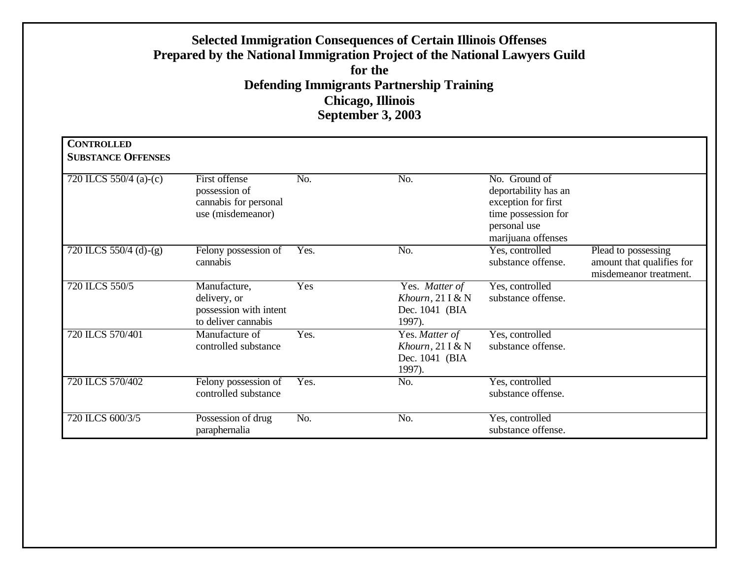**Selected Immigration Consequences of Certain Illinois Offenses**
**Prepared by the National Immigration Project of the National Lawyers Guild**
**for the**
**Defending Immigrants Partnership Training**
**Chicago, Illinois**
**September 3, 2003**

| **CONTROLLED SUBSTANCE OFFENSES** | | | | | |
|---|---|---|---|---|---|
| 720 ILCS 550/4 (a)-(c) | First offense possession of cannabis for personal use (misdemeanor) | No. | No. | No. Ground of deportability has an exception for first time possession for personal use marijuana offenses | |
| 720 ILCS 550/4 (d)-(g) | Felony possession of cannabis | Yes. | No. | Yes, controlled substance offense. | Plead to possessing amount that qualifies for misdemeanor treatment. |
| 720 ILCS 550/5 | Manufacture, delivery, or possession with intent to deliver cannabis | Yes | Yes. *Matter of Khourn*, 21 I & N Dec. 1041 (BIA 1997). | Yes, controlled substance offense. | |
| 720 ILCS 570/401 | Manufacture of controlled substance | Yes. | Yes. *Matter of Khourn*, 21 I & N Dec. 1041 (BIA 1997). | Yes, controlled substance offense. | |
| 720 ILCS 570/402 | Felony possession of controlled substance | Yes. | No. | Yes, controlled substance offense. | |
| 720 ILCS 600/3/5 | Possession of drug paraphernalia | No. | No. | Yes, controlled substance offense. | |